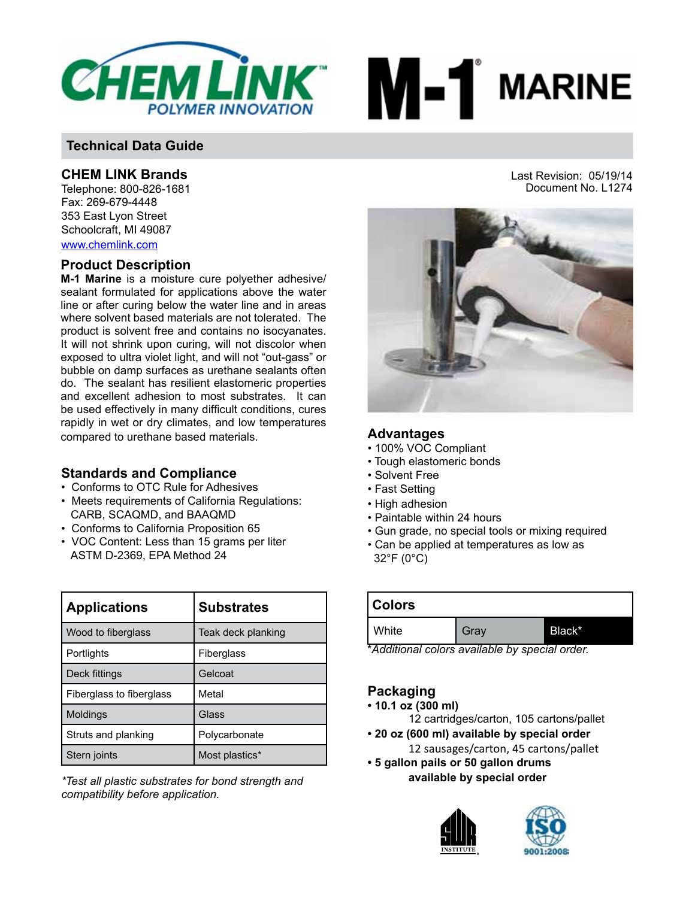# CHEM LINK POLYMER INNOVATION — M-1® MARINE

## Technical Data Guide

### CHEM LINK Brands

Telephone: 800-826-1681
Fax: 269-679-4448
353 East Lyon Street
Schoolcraft, MI 49087
www.chemlink.com

Last Revision: 05/19/14
Document No. L1274

### Product Description

**M-1 Marine** is a moisture cure polyether adhesive/ sealant formulated for applications above the water line or after curing below the water line and in areas where solvent based materials are not tolerated. The product is solvent free and contains no isocyanates. It will not shrink upon curing, will not discolor when exposed to ultra violet light, and will not "out-gass" or bubble on damp surfaces as urethane sealants often do. The sealant has resilient elastomeric properties and excellent adhesion to most substrates. It can be used effectively in many difficult conditions, cures rapidly in wet or dry climates, and low temperatures compared to urethane based materials.

### Standards and Compliance

- Conforms to OTC Rule for Adhesives
- Meets requirements of California Regulations: CARB, SCAQMD, and BAAQMD
- Conforms to California Proposition 65
- VOC Content: Less than 15 grams per liter ASTM D-2369, EPA Method 24

| Applications | Substrates |
|---|---|
| Wood to fiberglass | Teak deck planking |
| Portlights | Fiberglass |
| Deck fittings | Gelcoat |
| Fiberglass to fiberglass | Metal |
| Moldings | Glass |
| Struts and planking | Polycarbonate |
| Stern joints | Most plastics* |

*Test all plastic substrates for bond strength and compatibility before application.*

### Advantages

- 100% VOC Compliant
- Tough elastomeric bonds
- Solvent Free
- Fast Setting
- High adhesion
- Paintable within 24 hours
- Gun grade, no special tools or mixing required
- Can be applied at temperatures as low as 32°F (0°C)

| Colors | | |
|---|---|---|
| White | Gray | Black* |

*\*Additional colors available by special order.*

### Packaging

- **10.1 oz (300 ml)**
  12 cartridges/carton, 105 cartons/pallet
- **20 oz (600 ml) available by special order**
  12 sausages/carton, 45 cartons/pallet
- **5 gallon pails or 50 gallon drums available by special order**

SWR INSTITUTE

ISO 9001:2008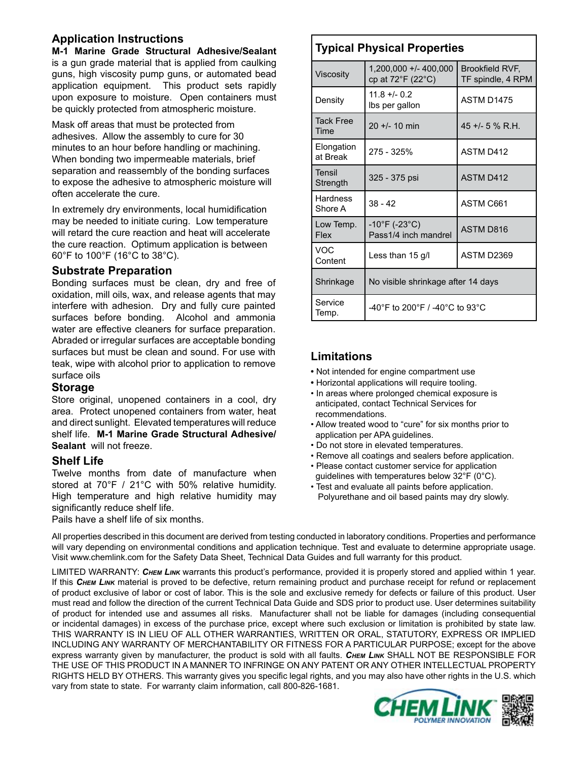## Application Instructions

**M-1 Marine Grade Structural Adhesive/Sealant** is a gun grade material that is applied from caulking guns, high viscosity pump guns, or automated bead application equipment. This product sets rapidly upon exposure to moisture. Open containers must be quickly protected from atmospheric moisture.

Mask off areas that must be protected from adhesives. Allow the assembly to cure for 30 minutes to an hour before handling or machining. When bonding two impermeable materials, brief separation and reassembly of the bonding surfaces to expose the adhesive to atmospheric moisture will often accelerate the cure.

In extremely dry environments, local humidification may be needed to initiate curing. Low temperature will retard the cure reaction and heat will accelerate the cure reaction. Optimum application is between 60°F to 100°F (16°C to 38°C).

## Substrate Preparation

Bonding surfaces must be clean, dry and free of oxidation, mill oils, wax, and release agents that may interfere with adhesion. Dry and fully cure painted surfaces before bonding. Alcohol and ammonia water are effective cleaners for surface preparation. Abraded or irregular surfaces are acceptable bonding surfaces but must be clean and sound. For use with teak, wipe with alcohol prior to application to remove surface oils

## Storage

Store original, unopened containers in a cool, dry area. Protect unopened containers from water, heat and direct sunlight. Elevated temperatures will reduce shelf life. **M-1 Marine Grade Structural Adhesive/ Sealant** will not freeze.

## Shelf Life

Twelve months from date of manufacture when stored at 70°F / 21°C with 50% relative humidity. High temperature and high relative humidity may significantly reduce shelf life.
Pails have a shelf life of six months.

## Typical Physical Properties

| | | |
|---|---|---|
| Viscosity | 1,200,000 +/- 400,000 cp at 72°F (22°C) | Brookfield RVF, TF spindle, 4 RPM |
| Density | 11.8 +/- 0.2 lbs per gallon | ASTM D1475 |
| Tack Free Time | 20 +/- 10 min | 45 +/- 5 % R.H. |
| Elongation at Break | 275 - 325% | ASTM D412 |
| Tensil Strength | 325 - 375 psi | ASTM D412 |
| Hardness Shore A | 38 - 42 | ASTM C661 |
| Low Temp. Flex | -10°F (-23°C) Pass1/4 inch mandrel | ASTM D816 |
| VOC Content | Less than 15 g/l | ASTM D2369 |
| Shrinkage | No visible shrinkage after 14 days | |
| Service Temp. | -40°F to 200°F / -40°C to 93°C | |

## Limitations

- Not intended for engine compartment use
- Horizontal applications will require tooling.
- In areas where prolonged chemical exposure is anticipated, contact Technical Services for recommendations.
- Allow treated wood to "cure" for six months prior to application per APA guidelines.
- Do not store in elevated temperatures.
- Remove all coatings and sealers before application.
- Please contact customer service for application guidelines with temperatures below 32°F (0°C).
- Test and evaluate all paints before application. Polyurethane and oil based paints may dry slowly.

All properties described in this document are derived from testing conducted in laboratory conditions. Properties and performance will vary depending on environmental conditions and application technique. Test and evaluate to determine appropriate usage. Visit www.chemlink.com for the Safety Data Sheet, Technical Data Guides and full warranty for this product.

LIMITED WARRANTY: ***Chem Link*** warrants this product's performance, provided it is properly stored and applied within 1 year. If this ***Chem Link*** material is proved to be defective, return remaining product and purchase receipt for refund or replacement of product exclusive of labor or cost of labor. This is the sole and exclusive remedy for defects or failure of this product. User must read and follow the direction of the current Technical Data Guide and SDS prior to product use. User determines suitability of product for intended use and assumes all risks. Manufacturer shall not be liable for damages (including consequential or incidental damages) in excess of the purchase price, except where such exclusion or limitation is prohibited by state law. THIS WARRANTY IS IN LIEU OF ALL OTHER WARRANTIES, WRITTEN OR ORAL, STATUTORY, EXPRESS OR IMPLIED INCLUDING ANY WARRANTY OF MERCHANTABILITY OR FITNESS FOR A PARTICULAR PURPOSE; except for the above express warranty given by manufacturer, the product is sold with all faults. ***Chem Link*** SHALL NOT BE RESPONSIBLE FOR THE USE OF THIS PRODUCT IN A MANNER TO INFRINGE ON ANY PATENT OR ANY OTHER INTELLECTUAL PROPERTY RIGHTS HELD BY OTHERS. This warranty gives you specific legal rights, and you may also have other rights in the U.S. which vary from state to state. For warranty claim information, call 800-826-1681.

CHEM LINK
POLYMER INNOVATION